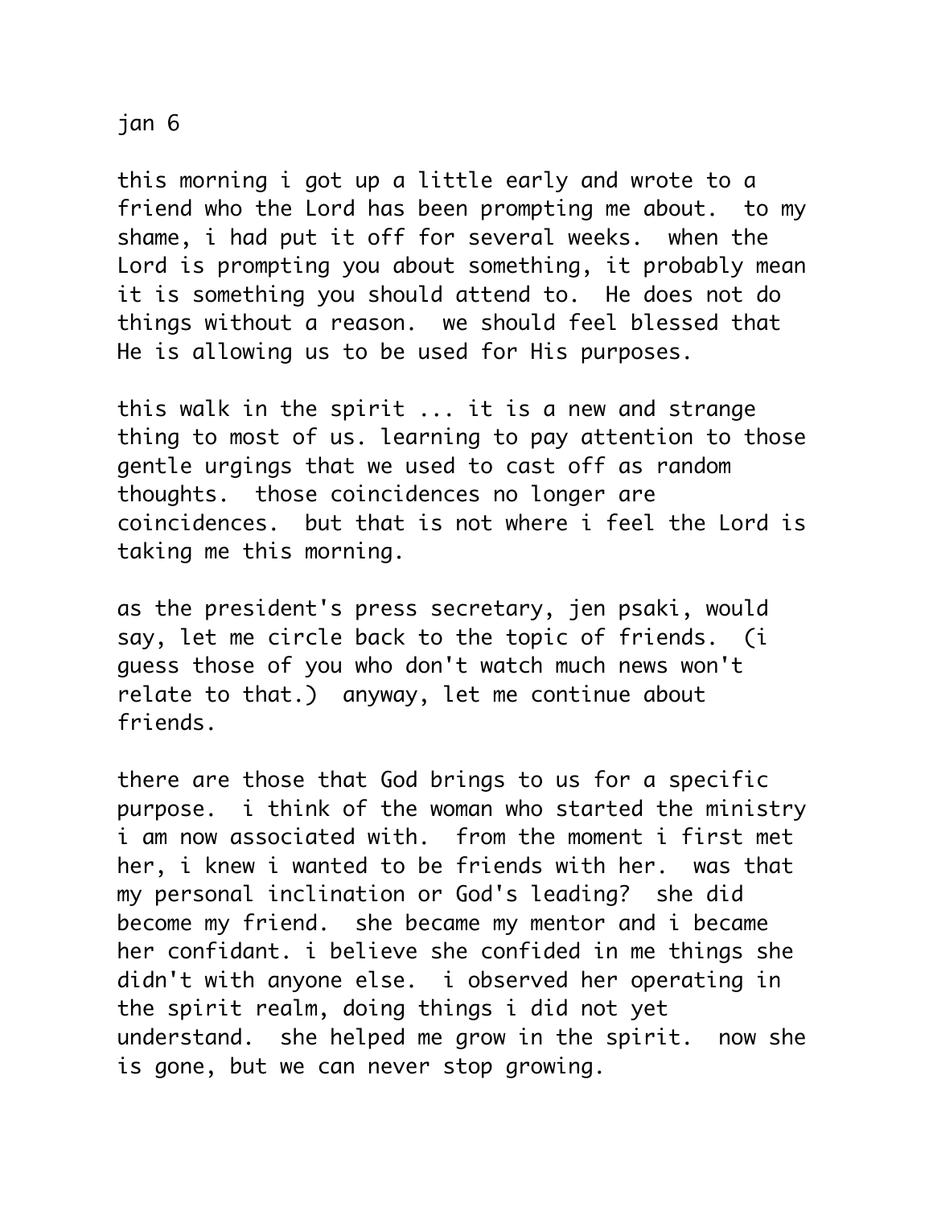jan 6

this morning i got up a little early and wrote to a friend who the Lord has been prompting me about. to my shame, i had put it off for several weeks. when the Lord is prompting you about something, it probably mean it is something you should attend to. He does not do things without a reason. we should feel blessed that He is allowing us to be used for His purposes.

this walk in the spirit ... it is a new and strange thing to most of us. learning to pay attention to those gentle urgings that we used to cast off as random thoughts. those coincidences no longer are coincidences. but that is not where i feel the Lord is taking me this morning.

as the president's press secretary, jen psaki, would say, let me circle back to the topic of friends. (i guess those of you who don't watch much news won't relate to that.) anyway, let me continue about friends.

there are those that God brings to us for a specific purpose. i think of the woman who started the ministry i am now associated with. from the moment i first met her, i knew i wanted to be friends with her. was that my personal inclination or God's leading? she did become my friend. she became my mentor and i became her confidant. i believe she confided in me things she didn't with anyone else. i observed her operating in the spirit realm, doing things i did not yet understand. she helped me grow in the spirit. now she is gone, but we can never stop growing.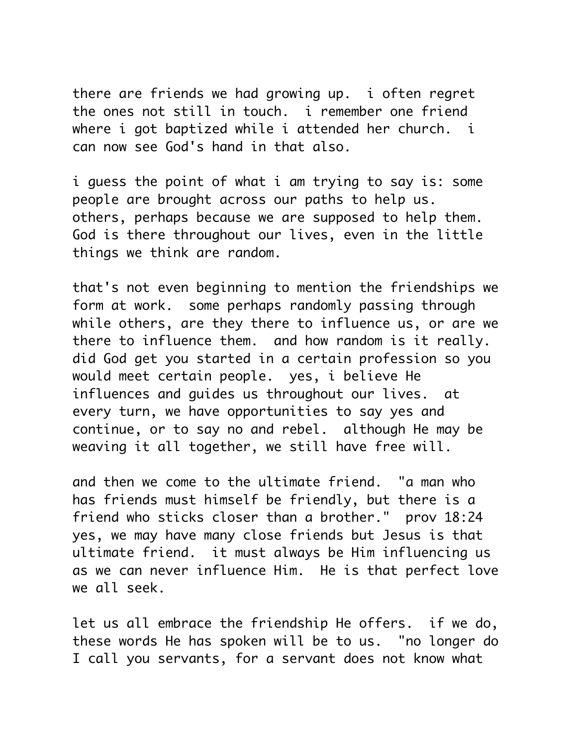there are friends we had growing up. i often regret the ones not still in touch. i remember one friend where i got baptized while i attended her church. i can now see God's hand in that also.

i guess the point of what i am trying to say is: some people are brought across our paths to help us. others, perhaps because we are supposed to help them. God is there throughout our lives, even in the little things we think are random.

that's not even beginning to mention the friendships we form at work. some perhaps randomly passing through while others, are they there to influence us, or are we there to influence them. and how random is it really. did God get you started in a certain profession so you would meet certain people. yes, i believe He influences and guides us throughout our lives. at every turn, we have opportunities to say yes and continue, or to say no and rebel. although He may be weaving it all together, we still have free will.

and then we come to the ultimate friend. "a man who has friends must himself be friendly, but there is a friend who sticks closer than a brother." prov 18:24 yes, we may have many close friends but Jesus is that ultimate friend. it must always be Him influencing us as we can never influence Him. He is that perfect love we all seek.

let us all embrace the friendship He offers. if we do, these words He has spoken will be to us. "no longer do I call you servants, for a servant does not know what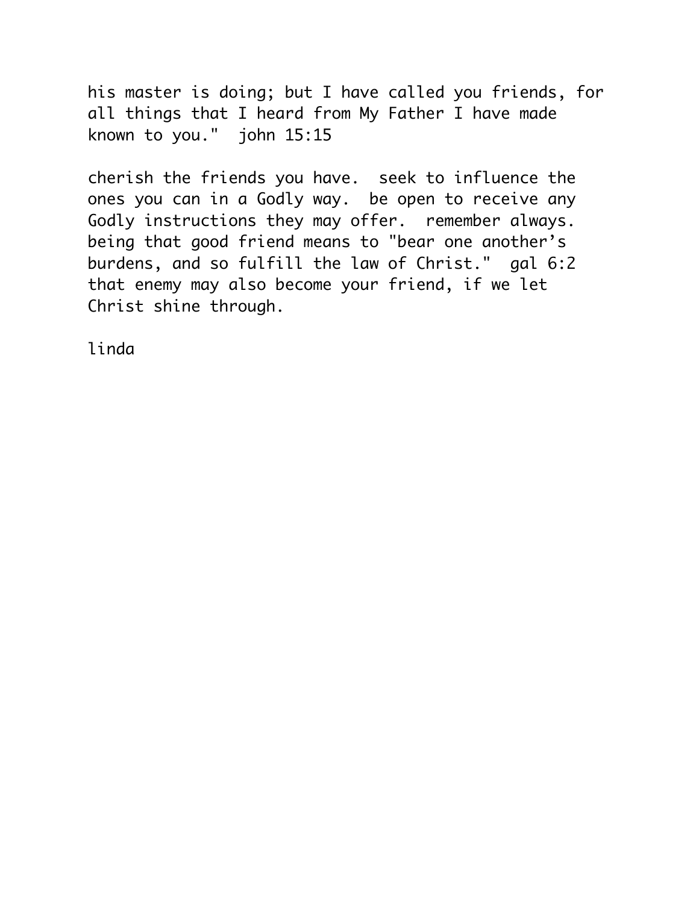his master is doing; but I have called you friends, for all things that I heard from My Father I have made known to you."  john 15:15

cherish the friends you have.  seek to influence the ones you can in a Godly way.  be open to receive any Godly instructions they may offer.  remember always. being that good friend means to "bear one another's burdens, and so fulfill the law of Christ."  gal 6:2 that enemy may also become your friend, if we let Christ shine through.

linda